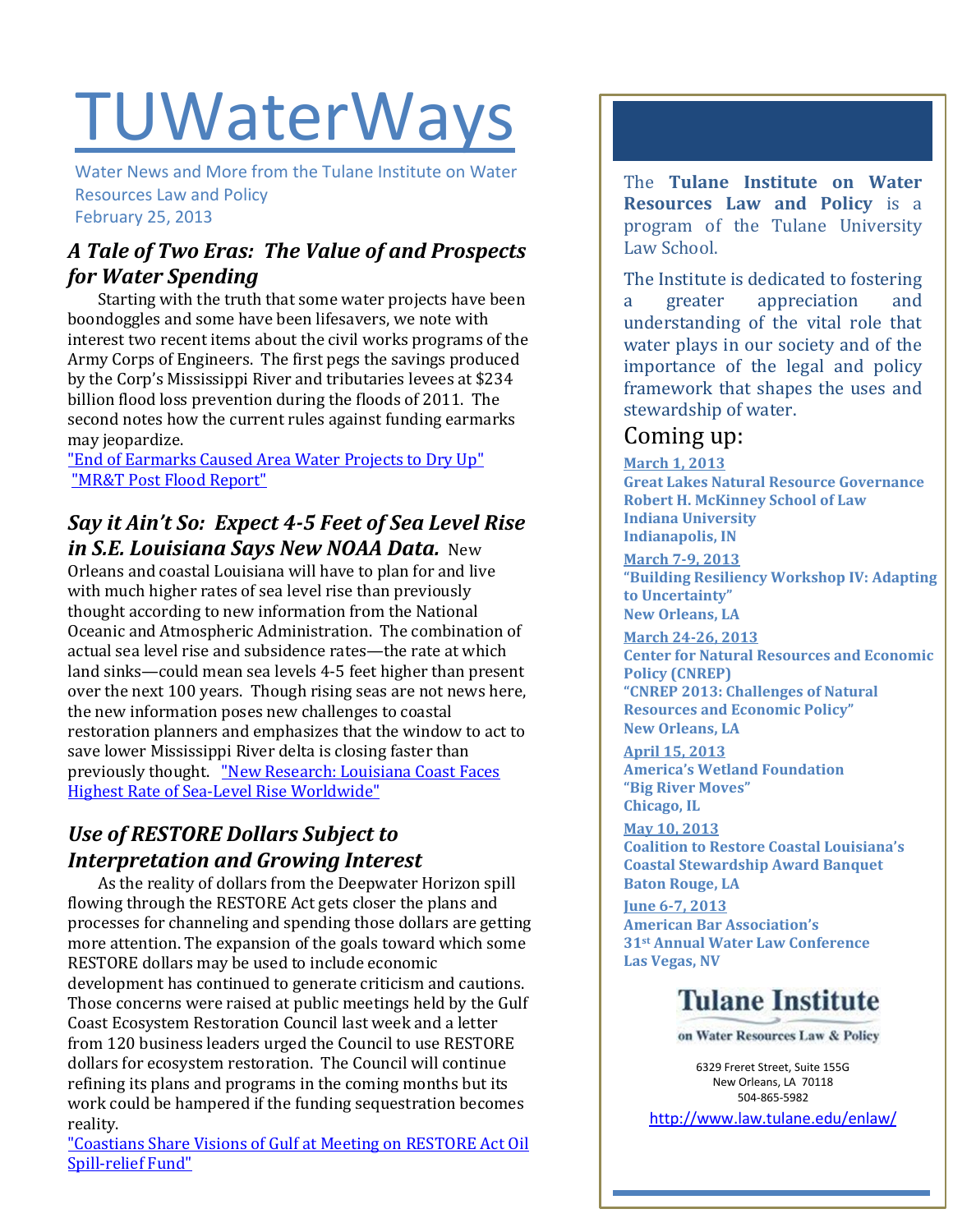# TUWaterWays

Water News and More from the Tulane Institute on Water Resources Law and Policy
February 25, 2013

## *A Tale of Two Eras: The Value of and Prospects for Water Spending*

Starting with the truth that some water projects have been boondoggles and some have been lifesavers, we note with interest two recent items about the civil works programs of the Army Corps of Engineers. The first pegs the savings produced by the Corp's Mississippi River and tributaries levees at $234 billion flood loss prevention during the floods of 2011. The second notes how the current rules against funding earmarks may jeopardize.

"End of Earmarks Caused Area Water Projects to Dry Up"
"MR&T Post Flood Report"

## *Say it Ain't So: Expect 4-5 Feet of Sea Level Rise in S.E. Louisiana Says New NOAA Data.*

New Orleans and coastal Louisiana will have to plan for and live with much higher rates of sea level rise than previously thought according to new information from the National Oceanic and Atmospheric Administration. The combination of actual sea level rise and subsidence rates—the rate at which land sinks—could mean sea levels 4-5 feet higher than present over the next 100 years. Though rising seas are not news here, the new information poses new challenges to coastal restoration planners and emphasizes that the window to act to save lower Mississippi River delta is closing faster than previously thought. "New Research: Louisiana Coast Faces Highest Rate of Sea-Level Rise Worldwide"

## *Use of RESTORE Dollars Subject to Interpretation and Growing Interest*

As the reality of dollars from the Deepwater Horizon spill flowing through the RESTORE Act gets closer the plans and processes for channeling and spending those dollars are getting more attention. The expansion of the goals toward which some RESTORE dollars may be used to include economic development has continued to generate criticism and cautions. Those concerns were raised at public meetings held by the Gulf Coast Ecosystem Restoration Council last week and a letter from 120 business leaders urged the Council to use RESTORE dollars for ecosystem restoration. The Council will continue refining its plans and programs in the coming months but its work could be hampered if the funding sequestration becomes reality.

"Coastians Share Visions of Gulf at Meeting on RESTORE Act Oil Spill-relief Fund"

---

The **Tulane Institute on Water Resources Law and Policy** is a program of the Tulane University Law School.

The Institute is dedicated to fostering a greater appreciation and understanding of the vital role that water plays in our society and of the importance of the legal and policy framework that shapes the uses and stewardship of water.

## Coming up:

**March 1, 2013**
**Great Lakes Natural Resource Governance**
**Robert H. McKinney School of Law**
**Indiana University**
**Indianapolis, IN**

**March 7-9, 2013**
**"Building Resiliency Workshop IV: Adapting to Uncertainty"**
**New Orleans, LA**

**March 24-26, 2013**
**Center for Natural Resources and Economic Policy (CNREP)**
**"CNREP 2013: Challenges of Natural Resources and Economic Policy"**
**New Orleans, LA**

**April 15, 2013**
**America's Wetland Foundation**
**"Big River Moves"**
**Chicago, IL**

**May 10, 2013**
**Coalition to Restore Coastal Louisiana's Coastal Stewardship Award Banquet**
**Baton Rouge, LA**

**June 6-7, 2013**
**American Bar Association's**
**31st Annual Water Law Conference**
**Las Vegas, NV**

**Tulane Institute**
on Water Resources Law & Policy

6329 Freret Street, Suite 155G
New Orleans, LA 70118
504-865-5982

http://www.law.tulane.edu/enlaw/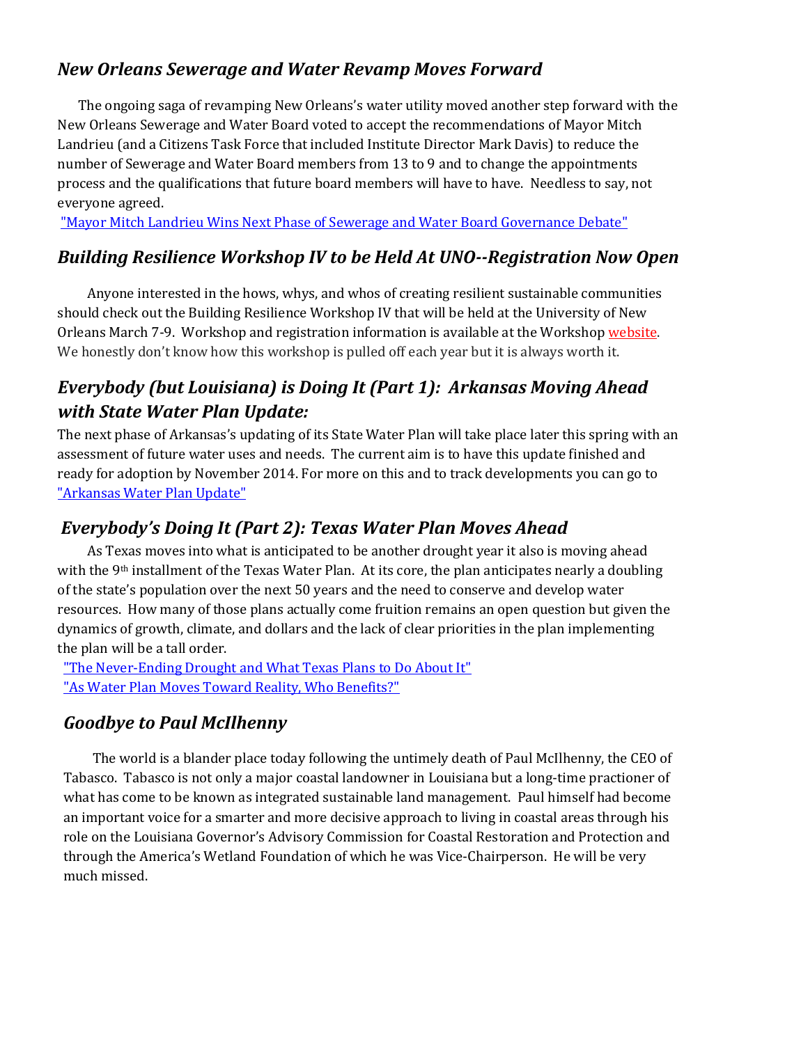## *New Orleans Sewerage and Water Revamp Moves Forward*

The ongoing saga of revamping New Orleans's water utility moved another step forward with the New Orleans Sewerage and Water Board voted to accept the recommendations of Mayor Mitch Landrieu (and a Citizens Task Force that included Institute Director Mark Davis) to reduce the number of Sewerage and Water Board members from 13 to 9 and to change the appointments process and the qualifications that future board members will have to have. Needless to say, not everyone agreed.

"Mayor Mitch Landrieu Wins Next Phase of Sewerage and Water Board Governance Debate"

## *Building Resilience Workshop IV to be Held At UNO--Registration Now Open*

Anyone interested in the hows, whys, and whos of creating resilient sustainable communities should check out the Building Resilience Workshop IV that will be held at the University of New Orleans March 7-9. Workshop and registration information is available at the Workshop website. We honestly don't know how this workshop is pulled off each year but it is always worth it.

## *Everybody (but Louisiana) is Doing It (Part 1): Arkansas Moving Ahead with State Water Plan Update:*

The next phase of Arkansas's updating of its State Water Plan will take place later this spring with an assessment of future water uses and needs. The current aim is to have this update finished and ready for adoption by November 2014. For more on this and to track developments you can go to "Arkansas Water Plan Update"

## *Everybody's Doing It (Part 2): Texas Water Plan Moves Ahead*

As Texas moves into what is anticipated to be another drought year it also is moving ahead with the 9th installment of the Texas Water Plan. At its core, the plan anticipates nearly a doubling of the state's population over the next 50 years and the need to conserve and develop water resources. How many of those plans actually come fruition remains an open question but given the dynamics of growth, climate, and dollars and the lack of clear priorities in the plan implementing the plan will be a tall order.

"The Never-Ending Drought and What Texas Plans to Do About It"
"As Water Plan Moves Toward Reality, Who Benefits?"

## *Goodbye to Paul McIlhenny*

The world is a blander place today following the untimely death of Paul McIlhenny, the CEO of Tabasco. Tabasco is not only a major coastal landowner in Louisiana but a long-time practioner of what has come to be known as integrated sustainable land management. Paul himself had become an important voice for a smarter and more decisive approach to living in coastal areas through his role on the Louisiana Governor's Advisory Commission for Coastal Restoration and Protection and through the America's Wetland Foundation of which he was Vice-Chairperson. He will be very much missed.